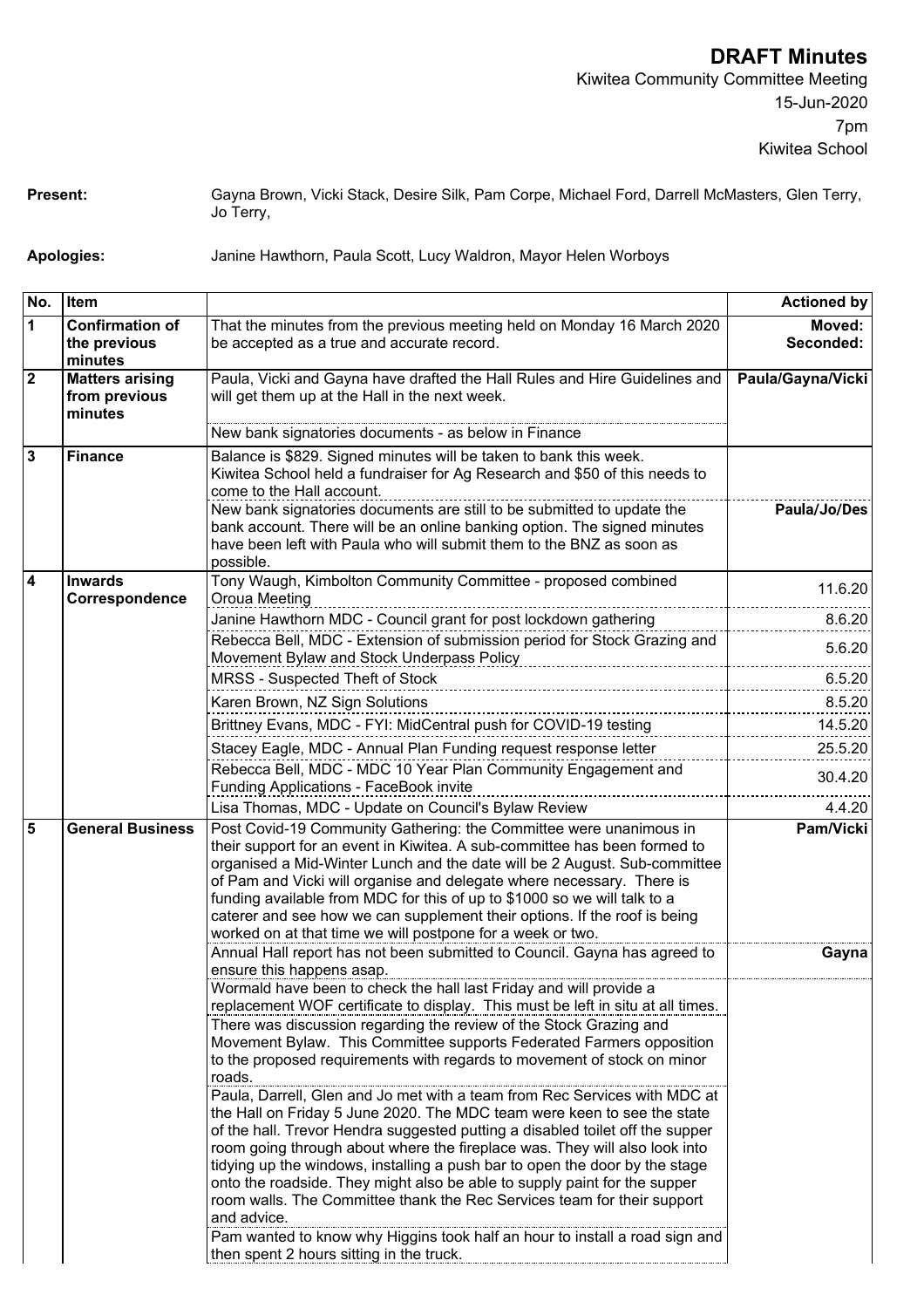# DRAFT Minutes

Kiwitea Community Committee Meeting
15-Jun-2020
7pm
Kiwitea School

**Present:** Gayna Brown, Vicki Stack, Desire Silk, Pam Corpe, Michael Ford, Darrell McMasters, Glen Terry, Jo Terry,

**Apologies:** Janine Hawthorn, Paula Scott, Lucy Waldron, Mayor Helen Worboys

| No. | Item | | Actioned by |
|---|---|---|---|
| 1 | **Confirmation of the previous minutes** | That the minutes from the previous meeting held on Monday 16 March 2020 be accepted as a true and accurate record. | **Moved: Seconded:** |
| 2 | **Matters arising from previous minutes** | Paula, Vicki and Gayna have drafted the Hall Rules and Hire Guidelines and will get them up at the Hall in the next week. | **Paula/Gayna/Vicki** |
| | | New bank signatories documents - as below in Finance | |
| 3 | **Finance** | Balance is $829. Signed minutes will be taken to bank this week. Kiwitea School held a fundraiser for Ag Research and $50 of this needs to come to the Hall account. | |
| | | New bank signatories documents are still to be submitted to update the bank account. There will be an online banking option. The signed minutes have been left with Paula who will submit them to the BNZ as soon as possible. | **Paula/Jo/Des** |
| 4 | **Inwards Correspondence** | Tony Waugh, Kimbolton Community Committee - proposed combined Oroua Meeting | 11.6.20 |
| | | Janine Hawthorn MDC - Council grant for post lockdown gathering | 8.6.20 |
| | | Rebecca Bell, MDC - Extension of submission period for Stock Grazing and Movement Bylaw and Stock Underpass Policy | 5.6.20 |
| | | MRSS - Suspected Theft of Stock | 6.5.20 |
| | | Karen Brown, NZ Sign Solutions | 8.5.20 |
| | | Brittney Evans, MDC - FYI: MidCentral push for COVID-19 testing | 14.5.20 |
| | | Stacey Eagle, MDC - Annual Plan Funding request response letter | 25.5.20 |
| | | Rebecca Bell, MDC - MDC 10 Year Plan Community Engagement and Funding Applications - FaceBook invite | 30.4.20 |
| | | Lisa Thomas, MDC - Update on Council's Bylaw Review | 4.4.20 |
| 5 | **General Business** | Post Covid-19 Community Gathering: the Committee were unanimous in their support for an event in Kiwitea. A sub-committee has been formed to organised a Mid-Winter Lunch and the date will be 2 August. Sub-committee of Pam and Vicki will organise and delegate where necessary. There is funding available from MDC for this of up to $1000 so we will talk to a caterer and see how we can supplement their options. If the roof is being worked on at that time we will postpone for a week or two. | **Pam/Vicki** |
| | | Annual Hall report has not been submitted to Council. Gayna has agreed to ensure this happens asap. | **Gayna** |
| | | Wormald have been to check the hall last Friday and will provide a replacement WOF certificate to display. This must be left in situ at all times. | |
| | | There was discussion regarding the review of the Stock Grazing and Movement Bylaw. This Committee supports Federated Farmers opposition to the proposed requirements with regards to movement of stock on minor roads. | |
| | | Paula, Darrell, Glen and Jo met with a team from Rec Services with MDC at the Hall on Friday 5 June 2020. The MDC team were keen to see the state of the hall. Trevor Hendra suggested putting a disabled toilet off the supper room going through about where the fireplace was. They will also look into tidying up the windows, installing a push bar to open the door by the stage onto the roadside. They might also be able to supply paint for the supper room walls. The Committee thank the Rec Services team for their support and advice. | |
| | | Pam wanted to know why Higgins took half an hour to install a road sign and then spent 2 hours sitting in the truck. | |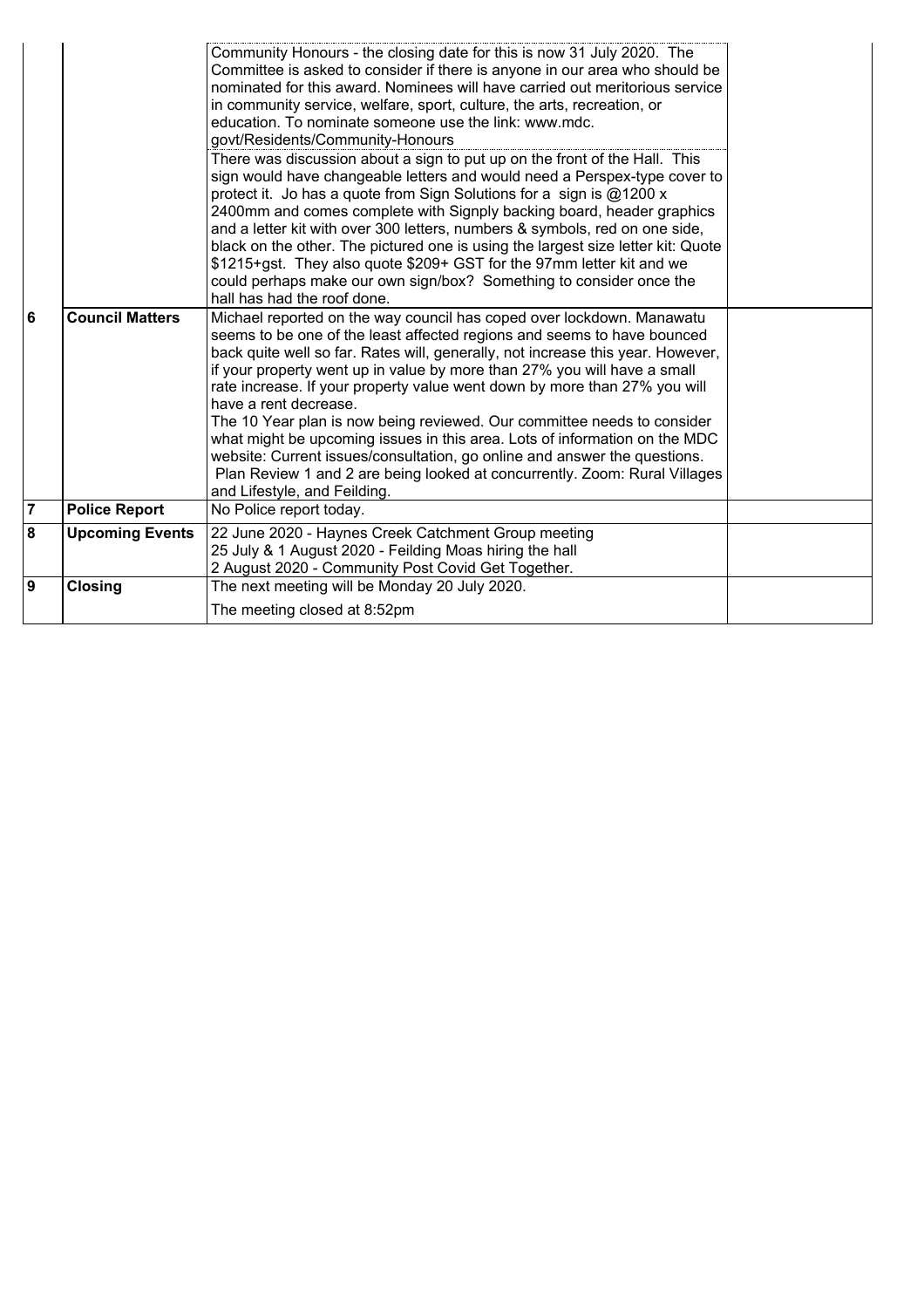| | | | |
|---|---|---|---|
| | | Community Honours - the closing date for this is now 31 July 2020. The Committee is asked to consider if there is anyone in our area who should be nominated for this award. Nominees will have carried out meritorious service in community service, welfare, sport, culture, the arts, recreation, or education. To nominate someone use the link: www.mdc. govt/Residents/Community-Honours<br>There was discussion about a sign to put up on the front of the Hall. This sign would have changeable letters and would need a Perspex-type cover to protect it. Jo has a quote from Sign Solutions for a sign is @1200 x 2400mm and comes complete with Signply backing board, header graphics and a letter kit with over 300 letters, numbers & symbols, red on one side, black on the other. The pictured one is using the largest size letter kit: Quote $1215+gst. They also quote $209+ GST for the 97mm letter kit and we could perhaps make our own sign/box? Something to consider once the hall has had the roof done. | |
| 6 | **Council Matters** | Michael reported on the way council has coped over lockdown. Manawatu seems to be one of the least affected regions and seems to have bounced back quite well so far. Rates will, generally, not increase this year. However, if your property went up in value by more than 27% you will have a small rate increase. If your property value went down by more than 27% you will have a rent decrease.<br>The 10 Year plan is now being reviewed. Our committee needs to consider what might be upcoming issues in this area. Lots of information on the MDC website: Current issues/consultation, go online and answer the questions. Plan Review 1 and 2 are being looked at concurrently. Zoom: Rural Villages and Lifestyle, and Feilding. | |
| 7 | **Police Report** | No Police report today. | |
| 8 | **Upcoming Events** | 22 June 2020 - Haynes Creek Catchment Group meeting<br>25 July & 1 August 2020 - Feilding Moas hiring the hall<br>2 August 2020 - Community Post Covid Get Together. | |
| 9 | **Closing** | The next meeting will be Monday 20 July 2020.<br>The meeting closed at 8:52pm | |